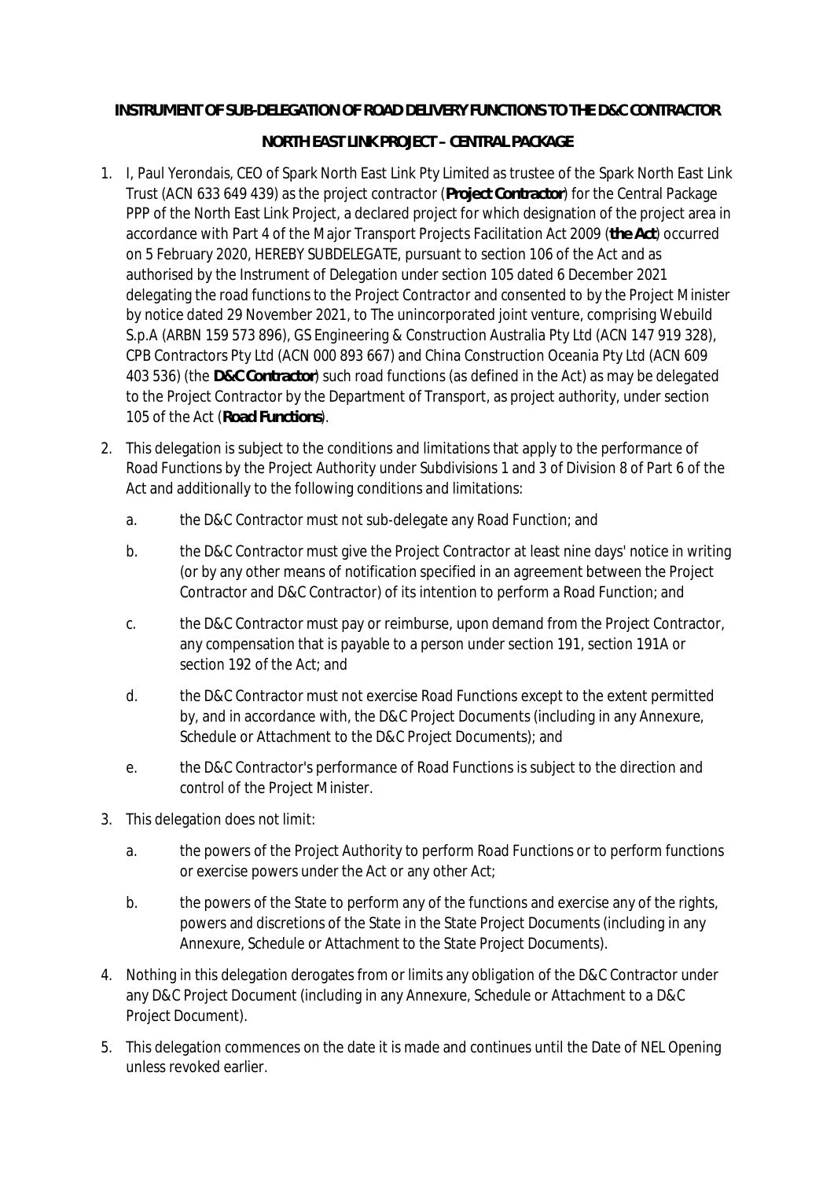**INSTRUMENT OF SUB-DELEGATION OF ROAD DELIVERY FUNCTIONS TO THE D&C CONTRACTOR**

**NORTH EAST LINK PROJECT – CENTRAL PACKAGE**

1. I, Paul Yerondais, CEO of Spark North East Link Pty Limited as trustee of the Spark North East Link Trust (ACN 633 649 439) as the project contractor (**Project Contractor**) for the Central Package PPP of the North East Link Project, a declared project for which designation of the project area in accordance with Part 4 of the Major Transport Projects Facilitation Act 2009 (**the Act**) occurred on 5 February 2020, HEREBY SUBDELEGATE, pursuant to section 106 of the Act and as authorised by the Instrument of Delegation under section 105 dated 6 December 2021 delegating the road functions to the Project Contractor and consented to by the Project Minister by notice dated 29 November 2021, to The unincorporated joint venture, comprising Webuild S.p.A (ARBN 159 573 896), GS Engineering & Construction Australia Pty Ltd (ACN 147 919 328), CPB Contractors Pty Ltd (ACN 000 893 667) and China Construction Oceania Pty Ltd (ACN 609 403 536) (the **D&C Contractor**) such road functions (as defined in the Act) as may be delegated to the Project Contractor by the Department of Transport, as project authority, under section 105 of the Act (**Road Functions**).

2. This delegation is subject to the conditions and limitations that apply to the performance of Road Functions by the Project Authority under Subdivisions 1 and 3 of Division 8 of Part 6 of the Act and additionally to the following conditions and limitations:

   a. the D&C Contractor must not sub-delegate any Road Function; and

   b. the D&C Contractor must give the Project Contractor at least nine days' notice in writing (or by any other means of notification specified in an agreement between the Project Contractor and D&C Contractor) of its intention to perform a Road Function; and

   c. the D&C Contractor must pay or reimburse, upon demand from the Project Contractor, any compensation that is payable to a person under section 191, section 191A or section 192 of the Act; and

   d. the D&C Contractor must not exercise Road Functions except to the extent permitted by, and in accordance with, the D&C Project Documents (including in any Annexure, Schedule or Attachment to the D&C Project Documents); and

   e. the D&C Contractor's performance of Road Functions is subject to the direction and control of the Project Minister.

3. This delegation does not limit:

   a. the powers of the Project Authority to perform Road Functions or to perform functions or exercise powers under the Act or any other Act;

   b. the powers of the State to perform any of the functions and exercise any of the rights, powers and discretions of the State in the State Project Documents (including in any Annexure, Schedule or Attachment to the State Project Documents).

4. Nothing in this delegation derogates from or limits any obligation of the D&C Contractor under any D&C Project Document (including in any Annexure, Schedule or Attachment to a D&C Project Document).

5. This delegation commences on the date it is made and continues until the Date of NEL Opening unless revoked earlier.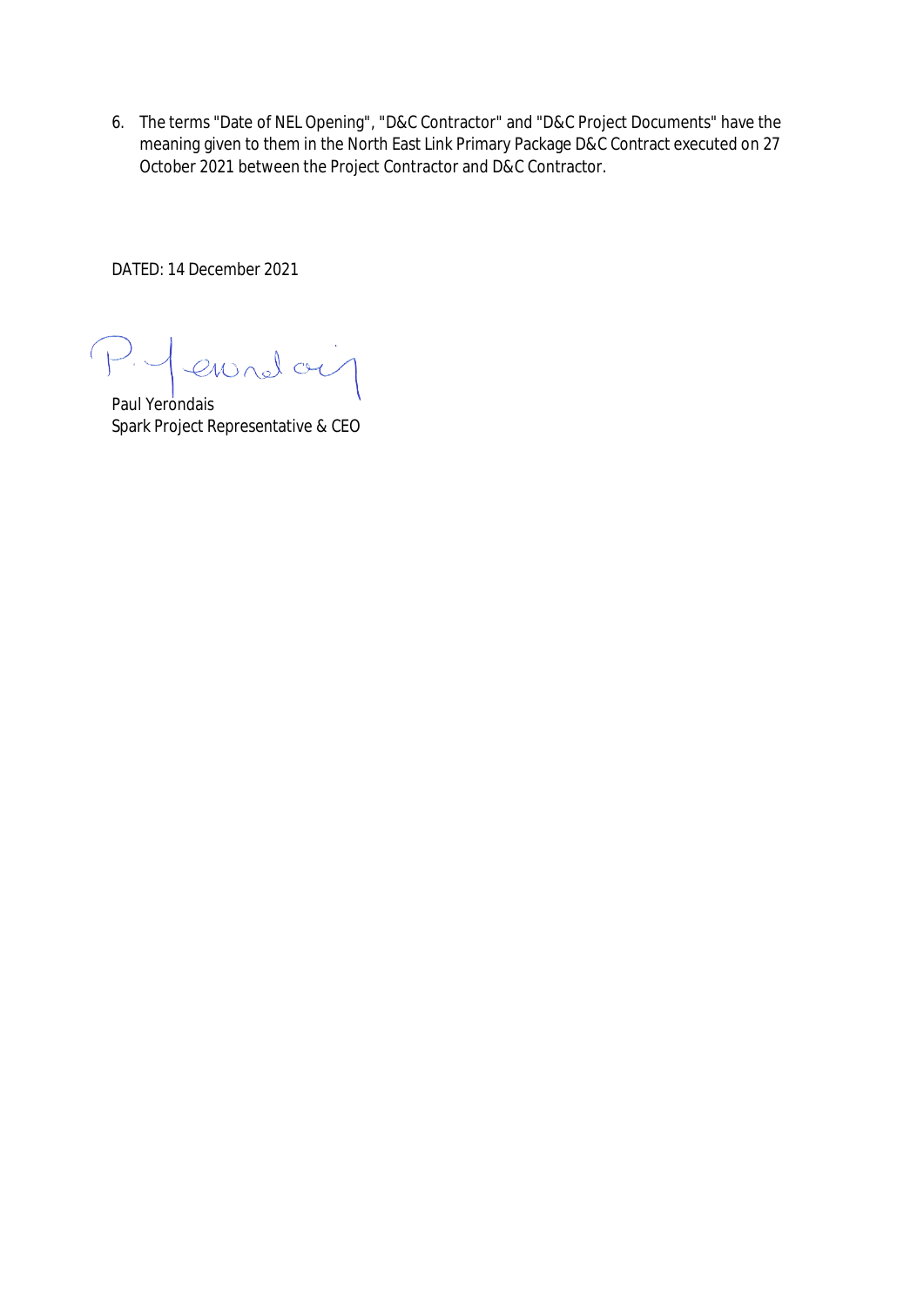6. The terms "Date of NEL Opening", "D&C Contractor" and "D&C Project Documents" have the meaning given to them in the North East Link Primary Package D&C Contract executed on 27 October 2021 between the Project Contractor and D&C Contractor.

DATED: 14 December 2021

Paul Yerondais
Spark Project Representative & CEO